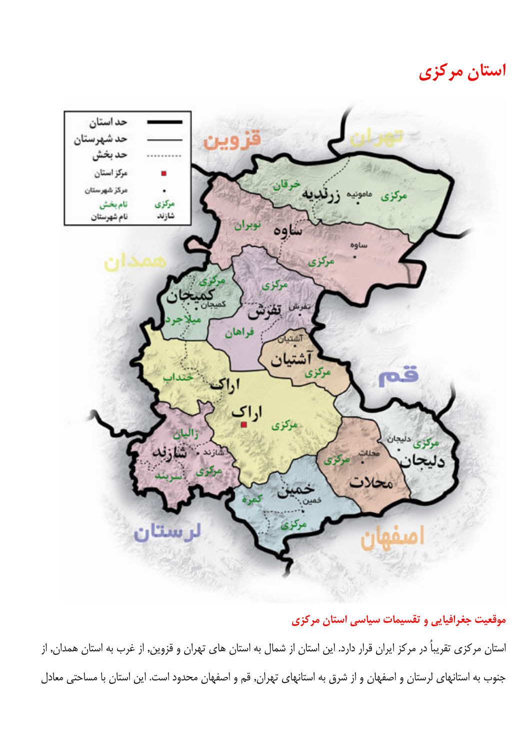# استان مرکزی

## موقعیت جغرافیایی و تقسیمات سیاسی استان مرکزی

استان مرکزی تقریباً در مرکز ایران قرار دارد. این استان از شمال به استان های تهران و قزوین, از غرب به استان همدان, از جنوب به استانهای لرستان و اصفهان و از شرق به استانهای تهران, قم و اصفهان محدود است. این استان با مساحتی معادل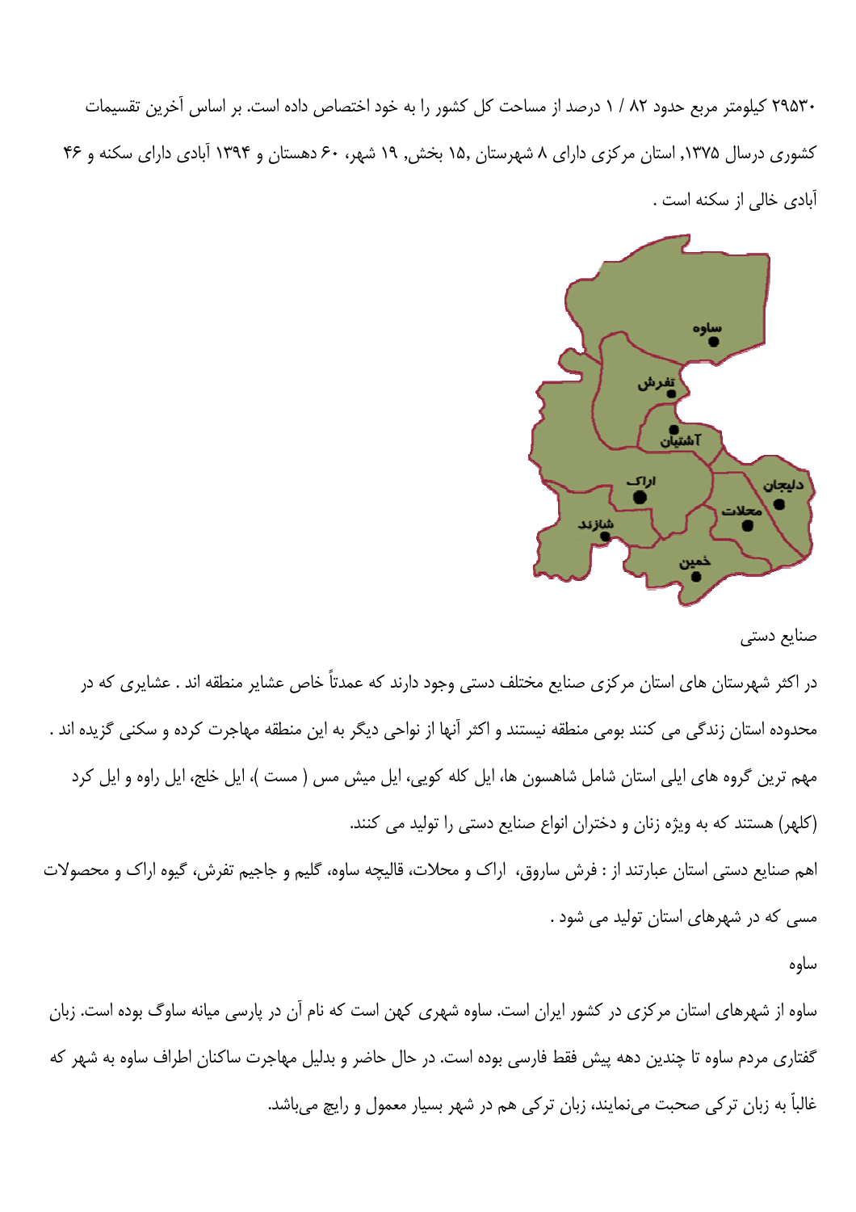۲۹۵۳۰ کیلومتر مربع حدود ۸۲ / ۱ درصد از مساحت کل کشور را به خود اختصاص داده است. بر اساس آخرین تقسیمات کشوری درسال ۱۳۷۵, استان مرکزی دارای ۸ شهرستان ,۱۵ بخش, ۱۹ شهر، ۶۰ دهستان و ۱۳۹۴ آبادی دارای سکنه و ۴۶ آبادی خالی از سکنه است .

## صنایع دستی

در اکثر شهرستان های استان مرکزی صنایع مختلف دستی وجود دارند که عمدتاً خاص عشایر منطقه اند . عشایری که در محدوده استان زندگی می کنند بومی منطقه نیستند و اکثر آنها از نواحی دیگر به این منطقه مهاجرت کرده و سکنی گزیده اند . مهم ترین گروه های ایلی استان شامل شاهسون ها، ایل کله کویی، ایل میش مس ( مست )، ایل خلج، ایل راوه و ایل کرد (کلهر) هستند که به ویژه زنان و دختران انواع صنایع دستی را تولید می کنند.

اهم صنایع دستی استان عبارتند از : فرش ساروق، اراک و محلات، قالیچه ساوه، گلیم و جاجیم تفرش، گیوه اراک و محصولات مسی که در شهرهای استان تولید می شود .

## ساوه

ساوه از شهرهای استان مرکزی در کشور ایران است. ساوه شهری کهن است که نام آن در پارسی میانه ساوگ بوده است. زبان گفتاری مردم ساوه تا چندین دهه پیش فقط فارسی بوده است. در حال حاضر و بدلیل مهاجرت ساکنان اطراف ساوه به شهر که غالباً به زبان ترکی صحبت می‌نمایند، زبان ترکی هم در شهر بسیار معمول و رایج می‌باشد.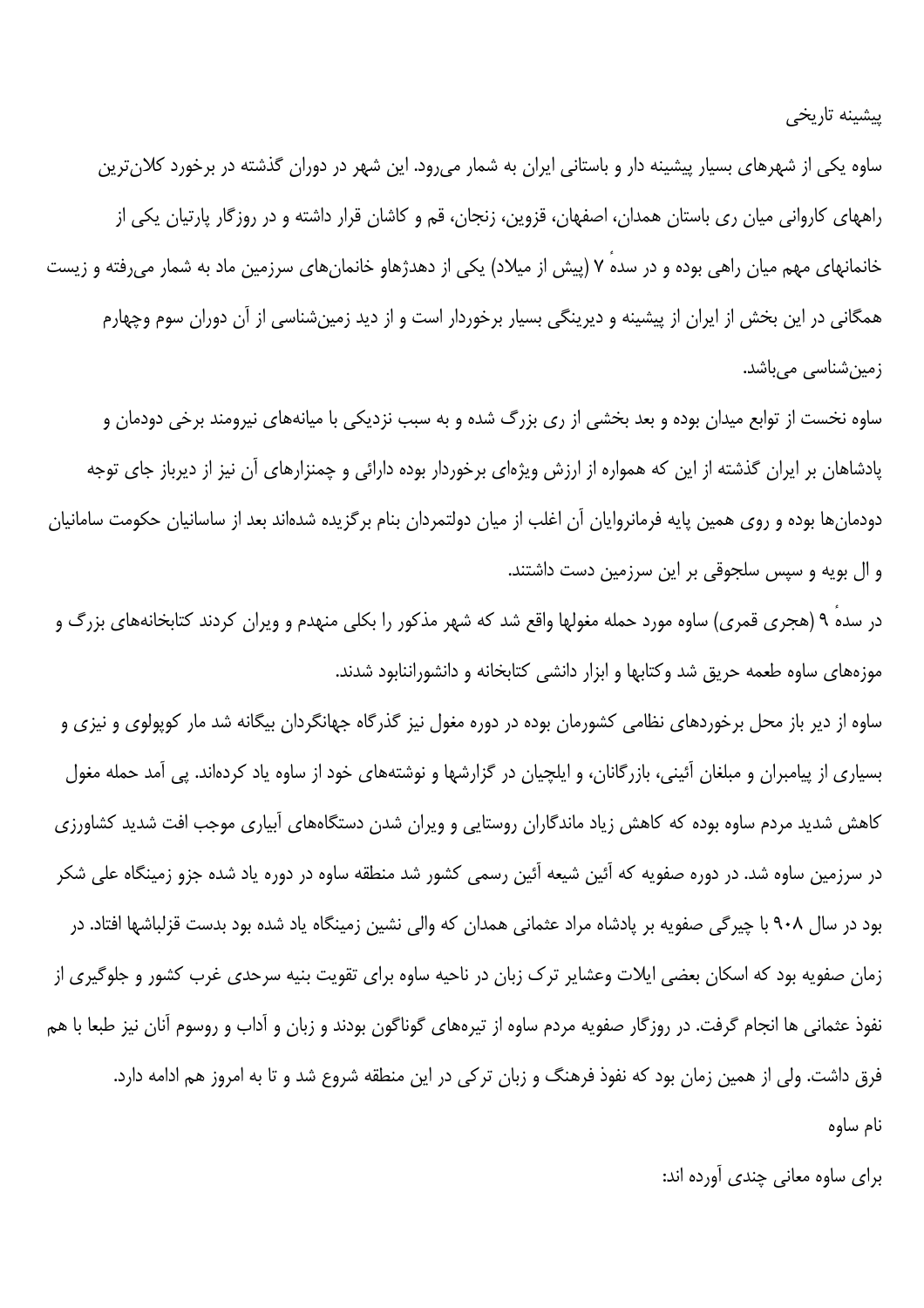## پیشینه تاریخی

ساوه یکی از شهرهای بسیار پیشینه دار و باستانی ایران به شمار می‌رود. این شهر در دوران گذشته در برخورد کلان‌ترین راههای کاروانی میان ری باستان همدان، اصفهان، قزوین، زنجان، قم و کاشان قرار داشته و در روزگار پارتیان یکی از خانمانهای مهم میان راهی بوده و در سدهٔ ۷ (پیش از میلاد) یکی از دهدژهاو خانمان‌های سرزمین ماد به شمار می‌رفته و زیست همگانی در این بخش از ایران از پیشینه و دیرینگی بسیار برخوردار است و از دید زمین‌شناسی از آن دوران سوم وچهارم زمین‌شناسی می‌باشد.

ساوه نخست از توابع میدان بوده و بعد بخشی از ری بزرگ شده و به سبب نزدیکی با میانه‌های نیرومند برخی دودمان و پادشاهان بر ایران گذشته از این که همواره از ارزش ویژه‌ای برخوردار بوده دارائی و چمنزارهای آن نیز از دیرباز جای توجه دودمان‌ها بوده و روی همین پایه فرمانروایان آن اغلب از میان دولتمردان بنام برگزیده شده‌اند بعد از ساسانیان حکومت سامانیان و ال بویه و سپس سلجوقی بر این سرزمین دست داشتند.

در سدهٔ ۹ (هجری قمری) ساوه مورد حمله مغولها واقع شد که شهر مذکور را بکلی منهدم و ویران کردند کتابخانه‌های بزرگ و موزه‌های ساوه طعمه حریق شد وکتابها و ابزار دانشی کتابخانه و دانشوراننابود شدند.

ساوه از دیر باز محل برخوردهای نظامی کشورمان بوده در دوره مغول نیز گذرگاه جهانگردان بیگانه شد مار کوپولوی و نیزی و بسیاری از پیامبران و مبلغان آئینی، بازرگانان، و ایلچیان در گزارشها و نوشته‌های خود از ساوه یاد کرده‌اند. پی آمد حمله مغول کاهش شدید مردم ساوه بوده که کاهش زیاد ماندگاران روستایی و ویران شدن دستگاه‌های آبیاری موجب افت شدید کشاورزی در سرزمین ساوه شد. در دوره صفویه که آئین شیعه آئین رسمی کشور شد منطقه ساوه در دوره یاد شده جزو زمینگاه علی شکر بود در سال ۹۰۸ با چیرگی صفویه بر پادشاه مراد عثمانی همدان که والی نشین زمینگاه یاد شده بود بدست قزلباشها افتاد. در زمان صفویه بود که اسکان بعضی ایلات وعشایر ترک زبان در ناحیه ساوه برای تقویت بنیه سرحدی غرب کشور و جلوگیری از نفوذ عثمانی ها انجام گرفت. در روزگار صفویه مردم ساوه از تیره‌های گوناگون بودند و زبان و آداب و روسوم آنان نیز طبعا با هم فرق داشت. ولی از همین زمان بود که نفوذ فرهنگ و زبان ترکی در این منطقه شروع شد و تا به امروز هم ادامه دارد.

## نام ساوه

برای ساوه معانی چندی آورده اند: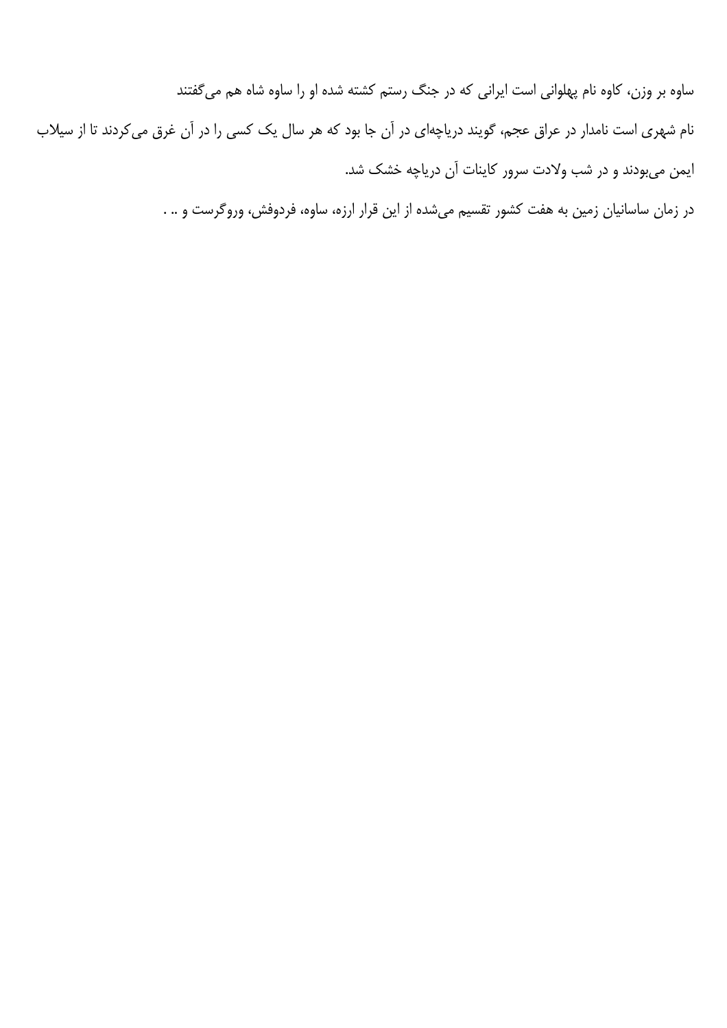ساوه بر وزن، کاوه نام پهلوانی است ایرانی که در جنگ رستم کشته شده او را ساوه شاه هم می‌گفتند

نام شهری است نامدار در عراق عجم، گویند دریاچه‌ای در آن جا بود که هر سال یک کسی را در آن غرق می‌کردند تا از سیلاب ایمن می‌بودند و در شب ولادت سرور کاینات آن دریاچه خشک شد.

در زمان ساسانیان زمین به هفت کشور تقسیم می‌شده از این قرار ارزه، ساوه، فردوفش، وروگرست و .. .